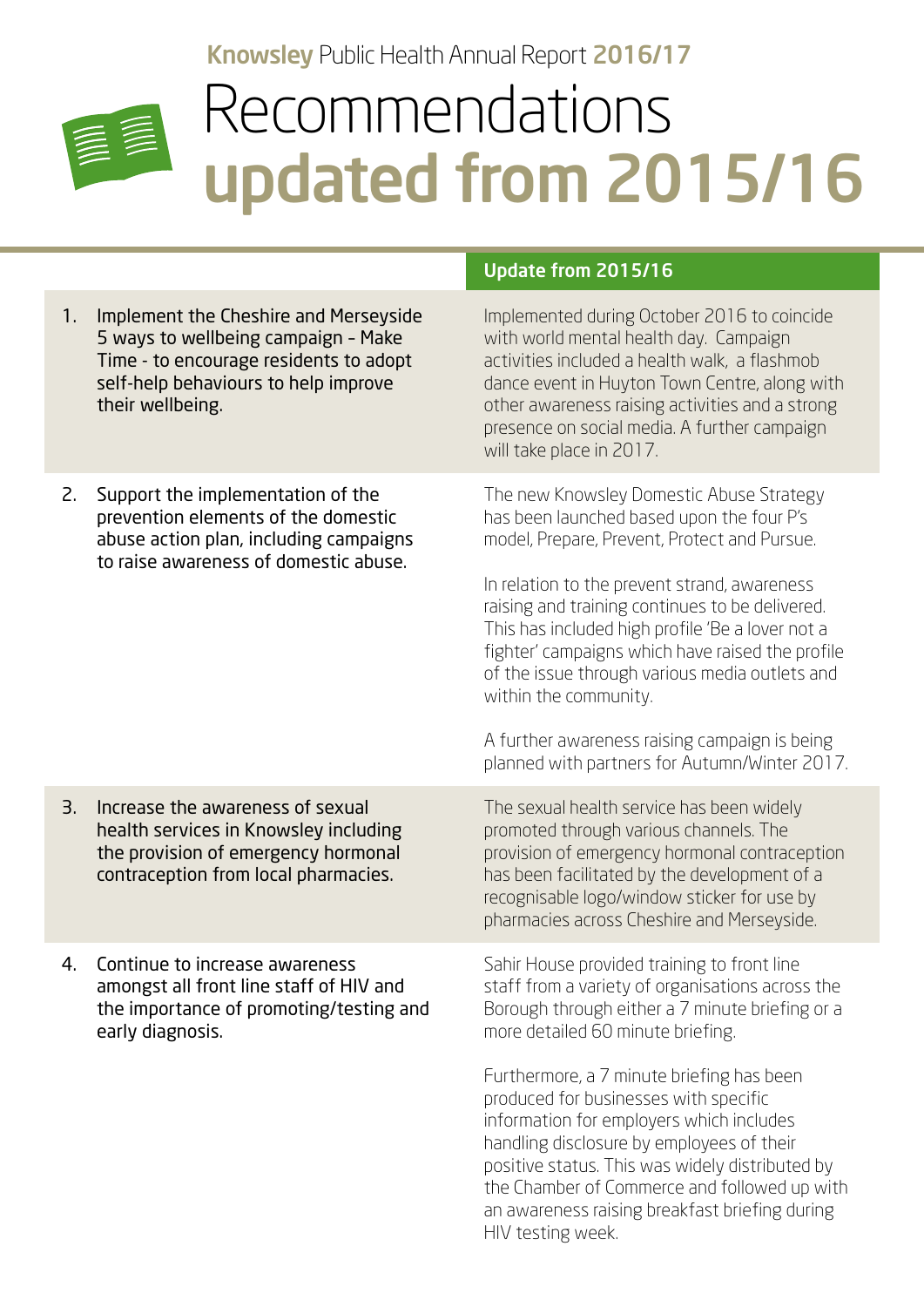Knowsley Public Health Annual Report 2016/17

# Recommendations updated from 2015/16

| | Recommendation | Update from 2015/16 |
|---|---|---|
| 1. | Implement the Cheshire and Merseyside 5 ways to wellbeing campaign - Make Time - to encourage residents to adopt self-help behaviours to help improve their wellbeing. | Implemented during October 2016 to coincide with world mental health day. Campaign activities included a health walk, a flashmob dance event in Huyton Town Centre, along with other awareness raising activities and a strong presence on social media. A further campaign will take place in 2017. |
| 2. | Support the implementation of the prevention elements of the domestic abuse action plan, including campaigns to raise awareness of domestic abuse. | The new Knowsley Domestic Abuse Strategy has been launched based upon the four P's model, Prepare, Prevent, Protect and Pursue.<br><br>In relation to the prevent strand, awareness raising and training continues to be delivered. This has included high profile 'Be a lover not a fighter' campaigns which have raised the profile of the issue through various media outlets and within the community.<br><br>A further awareness raising campaign is being planned with partners for Autumn/Winter 2017. |
| 3. | Increase the awareness of sexual health services in Knowsley including the provision of emergency hormonal contraception from local pharmacies. | The sexual health service has been widely promoted through various channels. The provision of emergency hormonal contraception has been facilitated by the development of a recognisable logo/window sticker for use by pharmacies across Cheshire and Merseyside. |
| 4. | Continue to increase awareness amongst all front line staff of HIV and the importance of promoting/testing and early diagnosis. | Sahir House provided training to front line staff from a variety of organisations across the Borough through either a 7 minute briefing or a more detailed 60 minute briefing.<br><br>Furthermore, a 7 minute briefing has been produced for businesses with specific information for employers which includes handling disclosure by employees of their positive status. This was widely distributed by the Chamber of Commerce and followed up with an awareness raising breakfast briefing during HIV testing week. |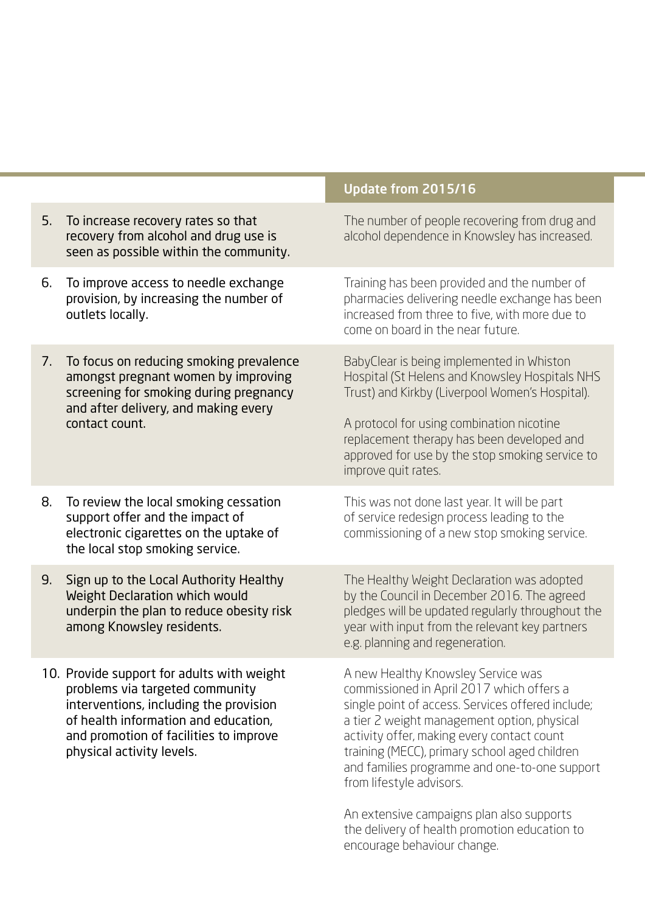| | Update from 2015/16 |
|---|---|
| 5. To increase recovery rates so that recovery from alcohol and drug use is seen as possible within the community. | The number of people recovering from drug and alcohol dependence in Knowsley has increased. |
| 6. To improve access to needle exchange provision, by increasing the number of outlets locally. | Training has been provided and the number of pharmacies delivering needle exchange has been increased from three to five, with more due to come on board in the near future. |
| 7. To focus on reducing smoking prevalence amongst pregnant women by improving screening for smoking during pregnancy and after delivery, and making every contact count. | BabyClear is being implemented in Whiston Hospital (St Helens and Knowsley Hospitals NHS Trust) and Kirkby (Liverpool Women's Hospital).<br><br>A protocol for using combination nicotine replacement therapy has been developed and approved for use by the stop smoking service to improve quit rates. |
| 8. To review the local smoking cessation support offer and the impact of electronic cigarettes on the uptake of the local stop smoking service. | This was not done last year. It will be part of service redesign process leading to the commissioning of a new stop smoking service. |
| 9. Sign up to the Local Authority Healthy Weight Declaration which would underpin the plan to reduce obesity risk among Knowsley residents. | The Healthy Weight Declaration was adopted by the Council in December 2016. The agreed pledges will be updated regularly throughout the year with input from the relevant key partners e.g. planning and regeneration. |
| 10. Provide support for adults with weight problems via targeted community interventions, including the provision of health information and education, and promotion of facilities to improve physical activity levels. | A new Healthy Knowsley Service was commissioned in April 2017 which offers a single point of access. Services offered include; a tier 2 weight management option, physical activity offer, making every contact count training (MECC), primary school aged children and families programme and one-to-one support from lifestyle advisors.<br><br>An extensive campaigns plan also supports the delivery of health promotion education to encourage behaviour change. |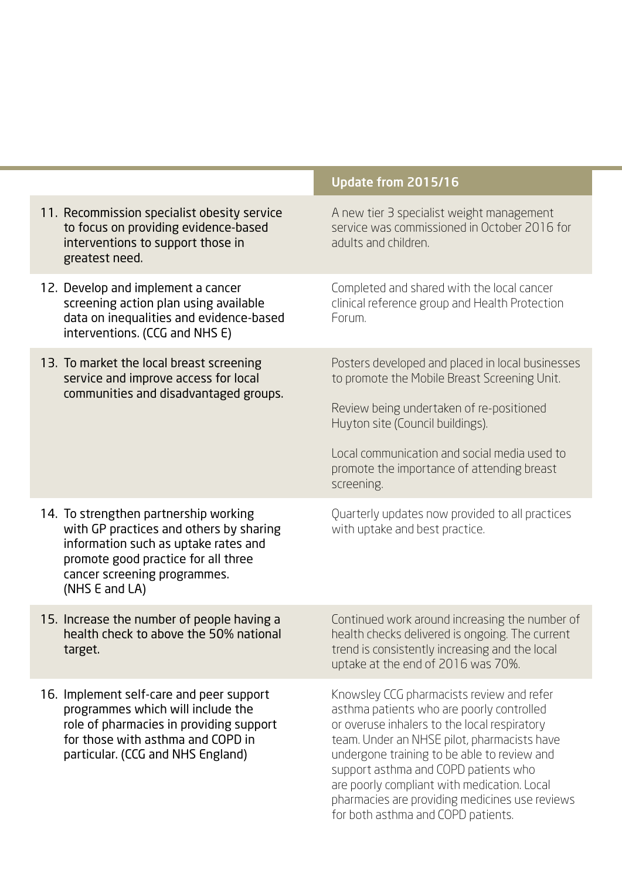| | Update from 2015/16 |
|---|---|
| 11. Recommission specialist obesity service to focus on providing evidence-based interventions to support those in greatest need. | A new tier 3 specialist weight management service was commissioned in October 2016 for adults and children. |
| 12. Develop and implement a cancer screening action plan using available data on inequalities and evidence-based interventions. (CCG and NHS E) | Completed and shared with the local cancer clinical reference group and Health Protection Forum. |
| 13. To market the local breast screening service and improve access for local communities and disadvantaged groups. | Posters developed and placed in local businesses to promote the Mobile Breast Screening Unit.<br><br>Review being undertaken of re-positioned Huyton site (Council buildings).<br><br>Local communication and social media used to promote the importance of attending breast screening. |
| 14. To strengthen partnership working with GP practices and others by sharing information such as uptake rates and promote good practice for all three cancer screening programmes. (NHS E and LA) | Quarterly updates now provided to all practices with uptake and best practice. |
| 15. Increase the number of people having a health check to above the 50% national target. | Continued work around increasing the number of health checks delivered is ongoing. The current trend is consistently increasing and the local uptake at the end of 2016 was 70%. |
| 16. Implement self-care and peer support programmes which will include the role of pharmacies in providing support for those with asthma and COPD in particular. (CCG and NHS England) | Knowsley CCG pharmacists review and refer asthma patients who are poorly controlled or overuse inhalers to the local respiratory team. Under an NHSE pilot, pharmacists have undergone training to be able to review and support asthma and COPD patients who are poorly compliant with medication. Local pharmacies are providing medicines use reviews for both asthma and COPD patients. |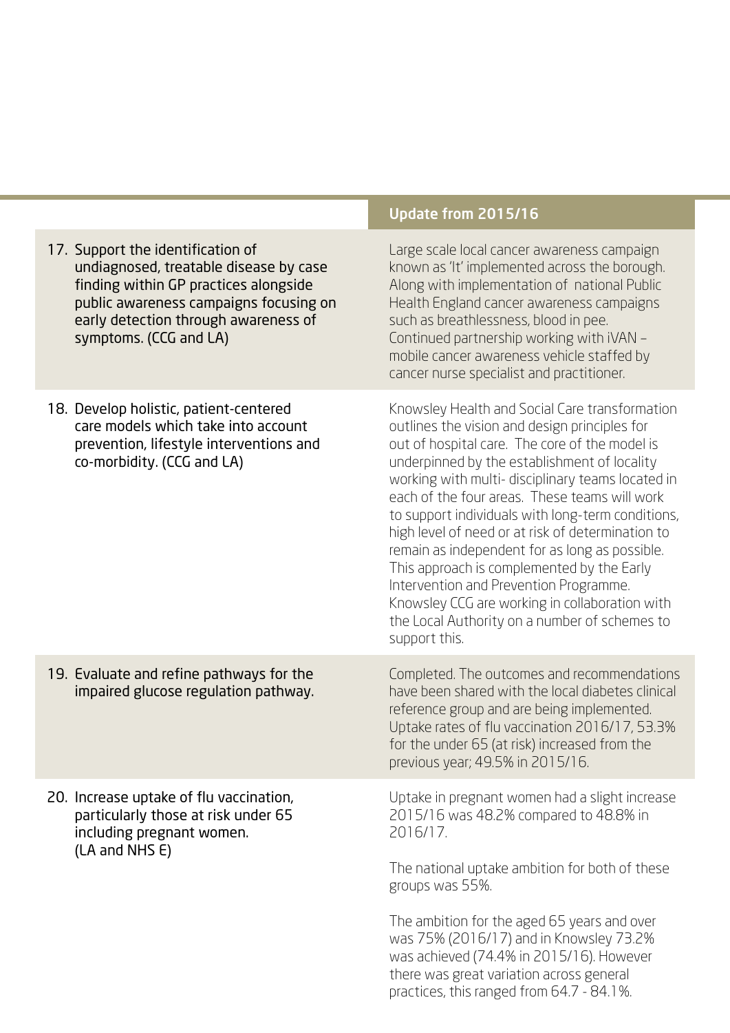| | Update from 2015/16 |
|---|---|
| 17. Support the identification of undiagnosed, treatable disease by case finding within GP practices alongside public awareness campaigns focusing on early detection through awareness of symptoms. (CCG and LA) | Large scale local cancer awareness campaign known as 'It' implemented across the borough. Along with implementation of national Public Health England cancer awareness campaigns such as breathlessness, blood in pee. Continued partnership working with iVAN – mobile cancer awareness vehicle staffed by cancer nurse specialist and practitioner. |
| 18. Develop holistic, patient-centered care models which take into account prevention, lifestyle interventions and co-morbidity. (CCG and LA) | Knowsley Health and Social Care transformation outlines the vision and design principles for out of hospital care. The core of the model is underpinned by the establishment of locality working with multi- disciplinary teams located in each of the four areas. These teams will work to support individuals with long-term conditions, high level of need or at risk of determination to remain as independent for as long as possible. This approach is complemented by the Early Intervention and Prevention Programme. Knowsley CCG are working in collaboration with the Local Authority on a number of schemes to support this. |
| 19. Evaluate and refine pathways for the impaired glucose regulation pathway. | Completed. The outcomes and recommendations have been shared with the local diabetes clinical reference group and are being implemented. Uptake rates of flu vaccination 2016/17, 53.3% for the under 65 (at risk) increased from the previous year; 49.5% in 2015/16. |
| 20. Increase uptake of flu vaccination, particularly those at risk under 65 including pregnant women. (LA and NHS E) | Uptake in pregnant women had a slight increase 2015/16 was 48.2% compared to 48.8% in 2016/17.<br><br>The national uptake ambition for both of these groups was 55%.<br><br>The ambition for the aged 65 years and over was 75% (2016/17) and in Knowsley 73.2% was achieved (74.4% in 2015/16). However there was great variation across general practices, this ranged from 64.7 - 84.1%. |